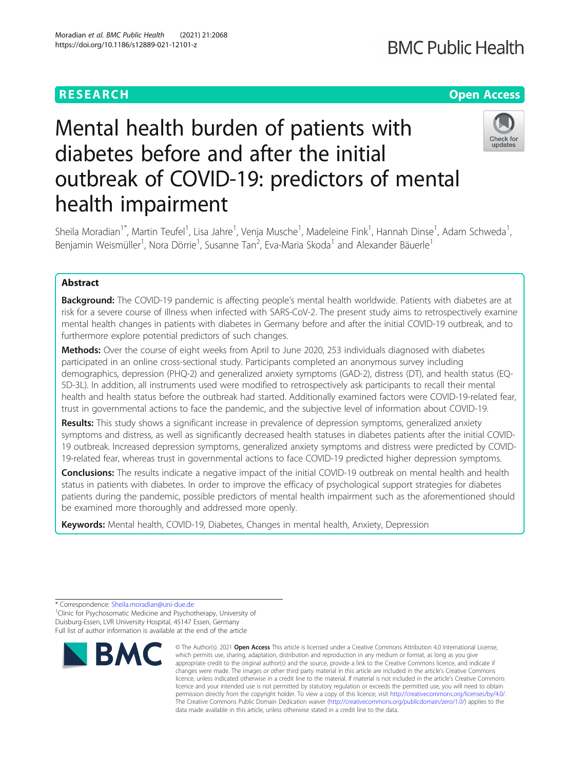RESEARCH

Open Access

# Mental health burden of patients with diabetes before and after the initial outbreak of COVID-19: predictors of mental health impairment

Sheila Moradian[1*], Martin Teufel[1], Lisa Jahre[1], Venja Musche[1], Madeleine Fink[1], Hannah Dinse[1], Adam Schweda[1], Benjamin Weismüller[1], Nora Dörrie[1], Susanne Tan[2], Eva-Maria Skoda[1] and Alexander Bäuerle[1]

## Abstract

**Background:** The COVID-19 pandemic is affecting people's mental health worldwide. Patients with diabetes are at risk for a severe course of illness when infected with SARS-CoV-2. The present study aims to retrospectively examine mental health changes in patients with diabetes in Germany before and after the initial COVID-19 outbreak, and to furthermore explore potential predictors of such changes.

**Methods:** Over the course of eight weeks from April to June 2020, 253 individuals diagnosed with diabetes participated in an online cross-sectional study. Participants completed an anonymous survey including demographics, depression (PHQ-2) and generalized anxiety symptoms (GAD-2), distress (DT), and health status (EQ-5D-3L). In addition, all instruments used were modified to retrospectively ask participants to recall their mental health and health status before the outbreak had started. Additionally examined factors were COVID-19-related fear, trust in governmental actions to face the pandemic, and the subjective level of information about COVID-19.

**Results:** This study shows a significant increase in prevalence of depression symptoms, generalized anxiety symptoms and distress, as well as significantly decreased health statuses in diabetes patients after the initial COVID-19 outbreak. Increased depression symptoms, generalized anxiety symptoms and distress were predicted by COVID-19-related fear, whereas trust in governmental actions to face COVID-19 predicted higher depression symptoms.

**Conclusions:** The results indicate a negative impact of the initial COVID-19 outbreak on mental health and health status in patients with diabetes. In order to improve the efficacy of psychological support strategies for diabetes patients during the pandemic, possible predictors of mental health impairment such as the aforementioned should be examined more thoroughly and addressed more openly.

**Keywords:** Mental health, COVID-19, Diabetes, Changes in mental health, Anxiety, Depression

\* Correspondence: Sheila.moradian@uni-due.de

[1]Clinic for Psychosomatic Medicine and Psychotherapy, University of Duisburg-Essen, LVR University Hospital, 45147 Essen, Germany

Full list of author information is available at the end of the article

© The Author(s). 2021 **Open Access** This article is licensed under a Creative Commons Attribution 4.0 International License, which permits use, sharing, adaptation, distribution and reproduction in any medium or format, as long as you give appropriate credit to the original author(s) and the source, provide a link to the Creative Commons licence, and indicate if changes were made. The images or other third party material in this article are included in the article's Creative Commons licence, unless indicated otherwise in a credit line to the material. If material is not included in the article's Creative Commons licence and your intended use is not permitted by statutory regulation or exceeds the permitted use, you will need to obtain permission directly from the copyright holder. To view a copy of this licence, visit http://creativecommons.org/licenses/by/4.0/. The Creative Commons Public Domain Dedication waiver (http://creativecommons.org/publicdomain/zero/1.0/) applies to the data made available in this article, unless otherwise stated in a credit line to the data.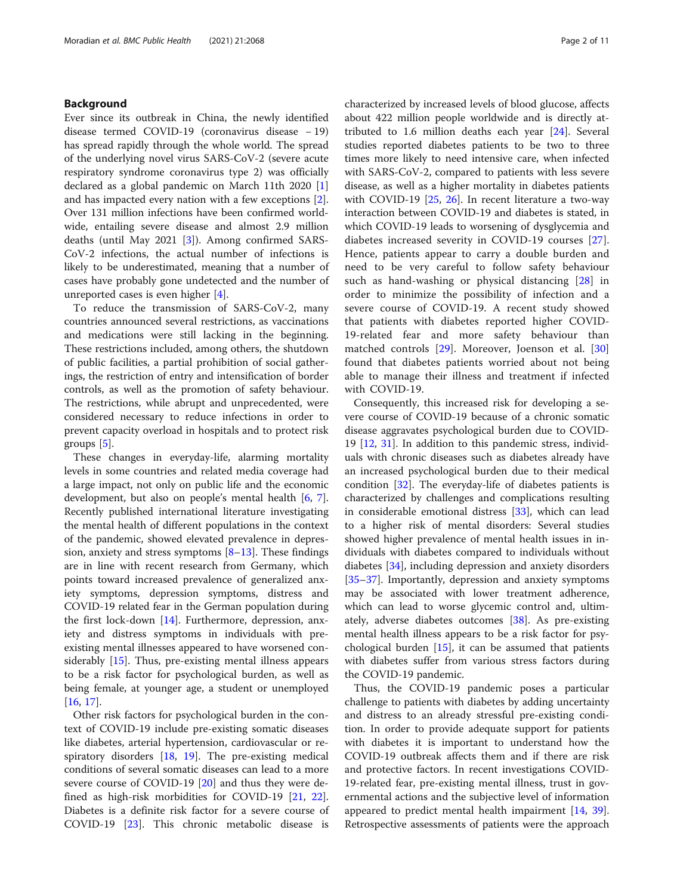## Background

Ever since its outbreak in China, the newly identified disease termed COVID-19 (coronavirus disease – 19) has spread rapidly through the whole world. The spread of the underlying novel virus SARS-CoV-2 (severe acute respiratory syndrome coronavirus type 2) was officially declared as a global pandemic on March 11th 2020 [1] and has impacted every nation with a few exceptions [2]. Over 131 million infections have been confirmed worldwide, entailing severe disease and almost 2.9 million deaths (until May 2021 [3]). Among confirmed SARS-CoV-2 infections, the actual number of infections is likely to be underestimated, meaning that a number of cases have probably gone undetected and the number of unreported cases is even higher [4].

To reduce the transmission of SARS-CoV-2, many countries announced several restrictions, as vaccinations and medications were still lacking in the beginning. These restrictions included, among others, the shutdown of public facilities, a partial prohibition of social gatherings, the restriction of entry and intensification of border controls, as well as the promotion of safety behaviour. The restrictions, while abrupt and unprecedented, were considered necessary to reduce infections in order to prevent capacity overload in hospitals and to protect risk groups [5].

These changes in everyday-life, alarming mortality levels in some countries and related media coverage had a large impact, not only on public life and the economic development, but also on people's mental health [6, 7]. Recently published international literature investigating the mental health of different populations in the context of the pandemic, showed elevated prevalence in depression, anxiety and stress symptoms [8–13]. These findings are in line with recent research from Germany, which points toward increased prevalence of generalized anxiety symptoms, depression symptoms, distress and COVID-19 related fear in the German population during the first lock-down [14]. Furthermore, depression, anxiety and distress symptoms in individuals with pre-existing mental illnesses appeared to have worsened considerably [15]. Thus, pre-existing mental illness appears to be a risk factor for psychological burden, as well as being female, at younger age, a student or unemployed [16, 17].

Other risk factors for psychological burden in the context of COVID-19 include pre-existing somatic diseases like diabetes, arterial hypertension, cardiovascular or respiratory disorders [18, 19]. The pre-existing medical conditions of several somatic diseases can lead to a more severe course of COVID-19 [20] and thus they were defined as high-risk morbidities for COVID-19 [21, 22]. Diabetes is a definite risk factor for a severe course of COVID-19 [23]. This chronic metabolic disease is characterized by increased levels of blood glucose, affects about 422 million people worldwide and is directly attributed to 1.6 million deaths each year [24]. Several studies reported diabetes patients to be two to three times more likely to need intensive care, when infected with SARS-CoV-2, compared to patients with less severe disease, as well as a higher mortality in diabetes patients with COVID-19 [25, 26]. In recent literature a two-way interaction between COVID-19 and diabetes is stated, in which COVID-19 leads to worsening of dysglycemia and diabetes increased severity in COVID-19 courses [27]. Hence, patients appear to carry a double burden and need to be very careful to follow safety behaviour such as hand-washing or physical distancing [28] in order to minimize the possibility of infection and a severe course of COVID-19. A recent study showed that patients with diabetes reported higher COVID-19-related fear and more safety behaviour than matched controls [29]. Moreover, Joenson et al. [30] found that diabetes patients worried about not being able to manage their illness and treatment if infected with COVID-19.

Consequently, this increased risk for developing a severe course of COVID-19 because of a chronic somatic disease aggravates psychological burden due to COVID-19 [12, 31]. In addition to this pandemic stress, individuals with chronic diseases such as diabetes already have an increased psychological burden due to their medical condition [32]. The everyday-life of diabetes patients is characterized by challenges and complications resulting in considerable emotional distress [33], which can lead to a higher risk of mental disorders: Several studies showed higher prevalence of mental health issues in individuals with diabetes compared to individuals without diabetes [34], including depression and anxiety disorders [35–37]. Importantly, depression and anxiety symptoms may be associated with lower treatment adherence, which can lead to worse glycemic control and, ultimately, adverse diabetes outcomes [38]. As pre-existing mental health illness appears to be a risk factor for psychological burden [15], it can be assumed that patients with diabetes suffer from various stress factors during the COVID-19 pandemic.

Thus, the COVID-19 pandemic poses a particular challenge to patients with diabetes by adding uncertainty and distress to an already stressful pre-existing condition. In order to provide adequate support for patients with diabetes it is important to understand how the COVID-19 outbreak affects them and if there are risk and protective factors. In recent investigations COVID-19-related fear, pre-existing mental illness, trust in governmental actions and the subjective level of information appeared to predict mental health impairment [14, 39]. Retrospective assessments of patients were the approach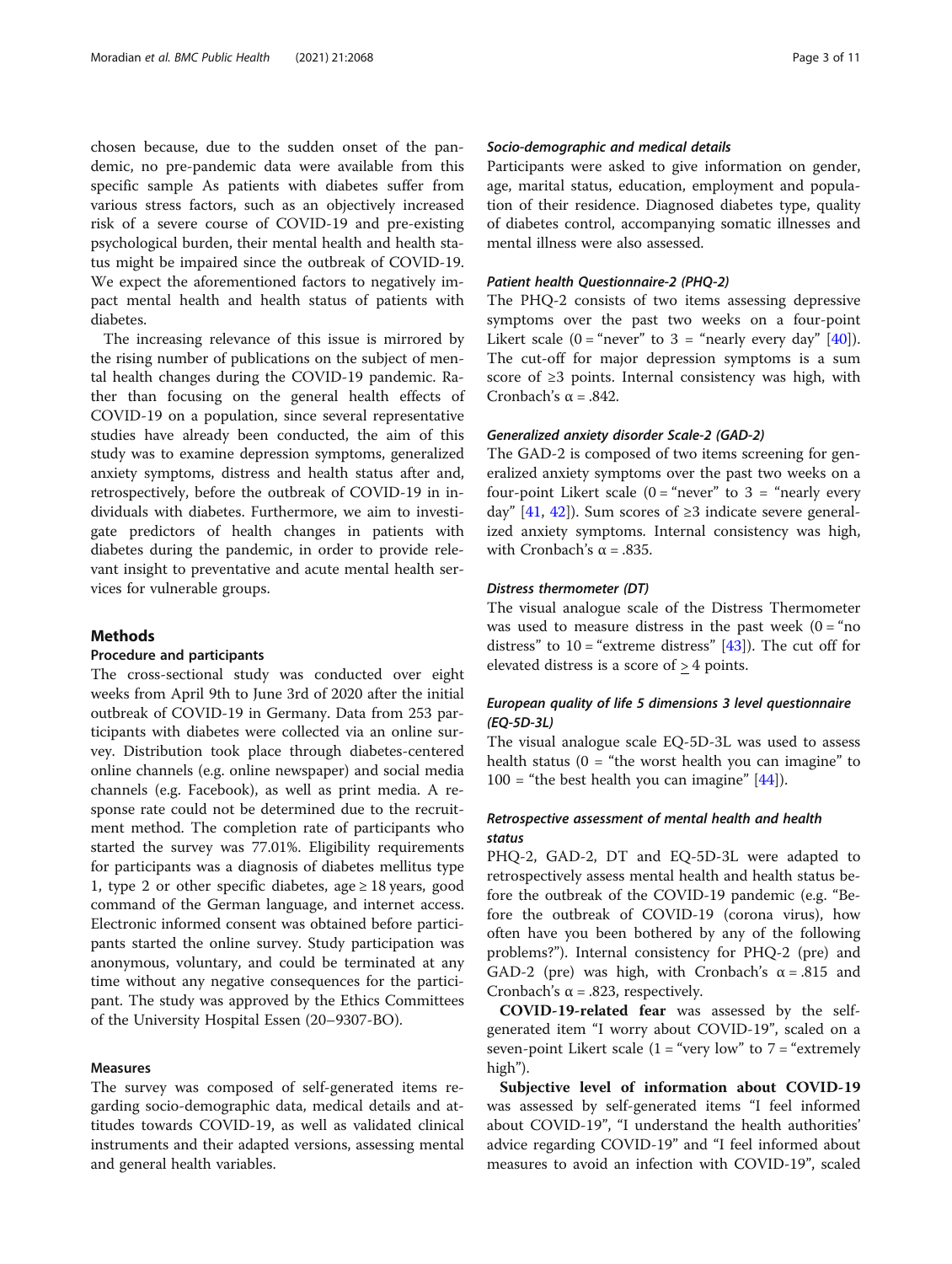chosen because, due to the sudden onset of the pandemic, no pre-pandemic data were available from this specific sample As patients with diabetes suffer from various stress factors, such as an objectively increased risk of a severe course of COVID-19 and pre-existing psychological burden, their mental health and health status might be impaired since the outbreak of COVID-19. We expect the aforementioned factors to negatively impact mental health and health status of patients with diabetes.

The increasing relevance of this issue is mirrored by the rising number of publications on the subject of mental health changes during the COVID-19 pandemic. Rather than focusing on the general health effects of COVID-19 on a population, since several representative studies have already been conducted, the aim of this study was to examine depression symptoms, generalized anxiety symptoms, distress and health status after and, retrospectively, before the outbreak of COVID-19 in individuals with diabetes. Furthermore, we aim to investigate predictors of health changes in patients with diabetes during the pandemic, in order to provide relevant insight to preventative and acute mental health services for vulnerable groups.

## Methods

### Procedure and participants

The cross-sectional study was conducted over eight weeks from April 9th to June 3rd of 2020 after the initial outbreak of COVID-19 in Germany. Data from 253 participants with diabetes were collected via an online survey. Distribution took place through diabetes-centered online channels (e.g. online newspaper) and social media channels (e.g. Facebook), as well as print media. A response rate could not be determined due to the recruitment method. The completion rate of participants who started the survey was 77.01%. Eligibility requirements for participants was a diagnosis of diabetes mellitus type 1, type 2 or other specific diabetes, age ≥ 18 years, good command of the German language, and internet access. Electronic informed consent was obtained before participants started the online survey. Study participation was anonymous, voluntary, and could be terminated at any time without any negative consequences for the participant. The study was approved by the Ethics Committees of the University Hospital Essen (20–9307-BO).

### Measures

The survey was composed of self-generated items regarding socio-demographic data, medical details and attitudes towards COVID-19, as well as validated clinical instruments and their adapted versions, assessing mental and general health variables.

#### *Socio-demographic and medical details*

Participants were asked to give information on gender, age, marital status, education, employment and population of their residence. Diagnosed diabetes type, quality of diabetes control, accompanying somatic illnesses and mental illness were also assessed.

#### *Patient health Questionnaire-2 (PHQ-2)*

The PHQ-2 consists of two items assessing depressive symptoms over the past two weeks on a four-point Likert scale (0 = "never" to 3 = "nearly every day" [40]). The cut-off for major depression symptoms is a sum score of ≥3 points. Internal consistency was high, with Cronbach's α = .842.

#### *Generalized anxiety disorder Scale-2 (GAD-2)*

The GAD-2 is composed of two items screening for generalized anxiety symptoms over the past two weeks on a four-point Likert scale (0 = "never" to 3 = "nearly every day" [41, 42]). Sum scores of ≥3 indicate severe generalized anxiety symptoms. Internal consistency was high, with Cronbach's α = .835.

#### *Distress thermometer (DT)*

The visual analogue scale of the Distress Thermometer was used to measure distress in the past week (0 = "no distress" to 10 = "extreme distress" [43]). The cut off for elevated distress is a score of ≥ 4 points.

#### *European quality of life 5 dimensions 3 level questionnaire (EQ-5D-3L)*

The visual analogue scale EQ-5D-3L was used to assess health status (0 = "the worst health you can imagine" to 100 = "the best health you can imagine" [44]).

#### *Retrospective assessment of mental health and health status*

PHQ-2, GAD-2, DT and EQ-5D-3L were adapted to retrospectively assess mental health and health status before the outbreak of the COVID-19 pandemic (e.g. "Before the outbreak of COVID-19 (corona virus), how often have you been bothered by any of the following problems?"). Internal consistency for PHQ-2 (pre) and GAD-2 (pre) was high, with Cronbach's α = .815 and Cronbach's α = .823, respectively.

**COVID-19-related fear** was assessed by the self-generated item "I worry about COVID-19", scaled on a seven-point Likert scale (1 = "very low" to 7 = "extremely high").

**Subjective level of information about COVID-19** was assessed by self-generated items "I feel informed about COVID-19", "I understand the health authorities' advice regarding COVID-19" and "I feel informed about measures to avoid an infection with COVID-19", scaled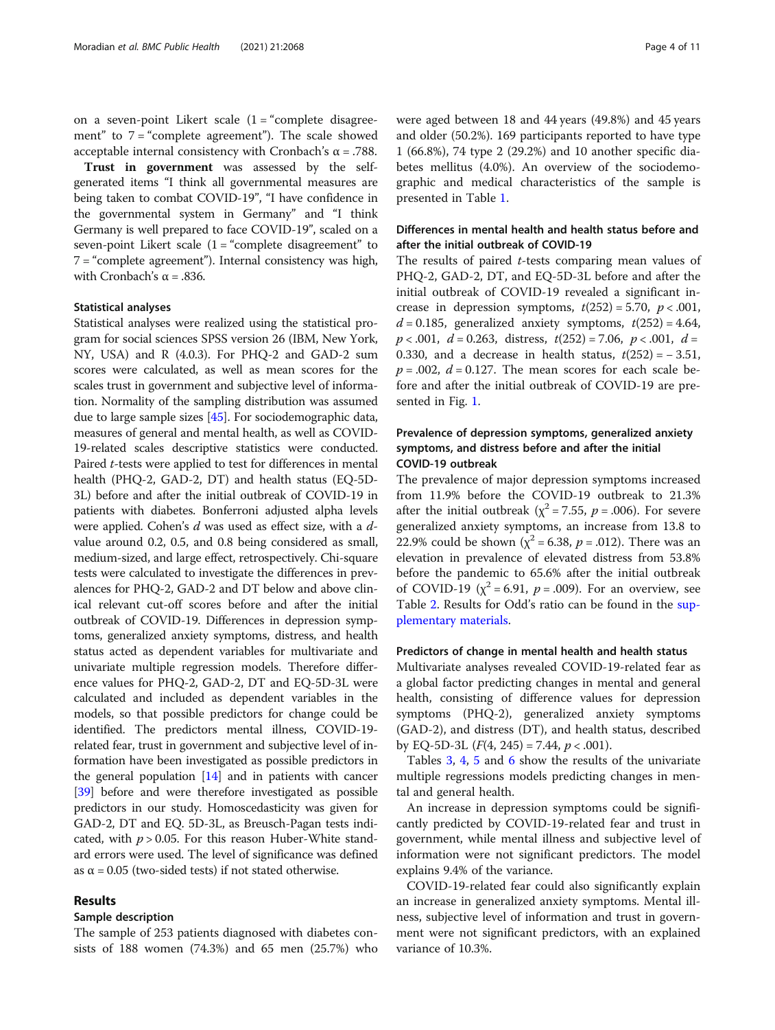on a seven-point Likert scale (1 = "complete disagreement" to 7 = "complete agreement"). The scale showed acceptable internal consistency with Cronbach's α = .788.

**Trust in government** was assessed by the self-generated items "I think all governmental measures are being taken to combat COVID-19", "I have confidence in the governmental system in Germany" and "I think Germany is well prepared to face COVID-19", scaled on a seven-point Likert scale (1 = "complete disagreement" to 7 = "complete agreement"). Internal consistency was high, with Cronbach's α = .836.

### Statistical analyses

Statistical analyses were realized using the statistical program for social sciences SPSS version 26 (IBM, New York, NY, USA) and R (4.0.3). For PHQ-2 and GAD-2 sum scores were calculated, as well as mean scores for the scales trust in government and subjective level of information. Normality of the sampling distribution was assumed due to large sample sizes [45]. For sociodemographic data, measures of general and mental health, as well as COVID-19-related scales descriptive statistics were conducted. Paired *t*-tests were applied to test for differences in mental health (PHQ-2, GAD-2, DT) and health status (EQ-5D-3L) before and after the initial outbreak of COVID-19 in patients with diabetes. Bonferroni adjusted alpha levels were applied. Cohen's *d* was used as effect size, with a *d*-value around 0.2, 0.5, and 0.8 being considered as small, medium-sized, and large effect, retrospectively. Chi-square tests were calculated to investigate the differences in prevalences for PHQ-2, GAD-2 and DT below and above clinical relevant cut-off scores before and after the initial outbreak of COVID-19. Differences in depression symptoms, generalized anxiety symptoms, distress, and health status acted as dependent variables for multivariate and univariate multiple regression models. Therefore difference values for PHQ-2, GAD-2, DT and EQ-5D-3L were calculated and included as dependent variables in the models, so that possible predictors for change could be identified. The predictors mental illness, COVID-19-related fear, trust in government and subjective level of information have been investigated as possible predictors in the general population [14] and in patients with cancer [39] before and were therefore investigated as possible predictors in our study. Homoscedasticity was given for GAD-2, DT and EQ. 5D-3L, as Breusch-Pagan tests indicated, with $p > 0.05$. For this reason Huber-White standard errors were used. The level of significance was defined as $\alpha = 0.05$ (two-sided tests) if not stated otherwise.

## Results

### Sample description

The sample of 253 patients diagnosed with diabetes consists of 188 women (74.3%) and 65 men (25.7%) who were aged between 18 and 44 years (49.8%) and 45 years and older (50.2%). 169 participants reported to have type 1 (66.8%), 74 type 2 (29.2%) and 10 another specific diabetes mellitus (4.0%). An overview of the sociodemographic and medical characteristics of the sample is presented in Table 1.

### Differences in mental health and health status before and after the initial outbreak of COVID-19

The results of paired *t*-tests comparing mean values of PHQ-2, GAD-2, DT, and EQ-5D-3L before and after the initial outbreak of COVID-19 revealed a significant increase in depression symptoms, $t(252) = 5.70$, $p < .001$, $d = 0.185$, generalized anxiety symptoms, $t(252) = 4.64$, $p < .001$, $d = 0.263$, distress, $t(252) = 7.06$, $p < .001$, $d = 0.330$, and a decrease in health status, $t(252) = -3.51$, $p = .002$, $d = 0.127$. The mean scores for each scale before and after the initial outbreak of COVID-19 are presented in Fig. 1.

### Prevalence of depression symptoms, generalized anxiety symptoms, and distress before and after the initial COVID-19 outbreak

The prevalence of major depression symptoms increased from 11.9% before the COVID-19 outbreak to 21.3% after the initial outbreak ($\chi^2 = 7.55$, $p = .006$). For severe generalized anxiety symptoms, an increase from 13.8 to 22.9% could be shown ($\chi^2 = 6.38$, $p = .012$). There was an elevation in prevalence of elevated distress from 53.8% before the pandemic to 65.6% after the initial outbreak of COVID-19 ($\chi^2 = 6.91$, $p = .009$). For an overview, see Table 2. Results for Odd's ratio can be found in the supplementary materials.

### Predictors of change in mental health and health status

Multivariate analyses revealed COVID-19-related fear as a global factor predicting changes in mental and general health, consisting of difference values for depression symptoms (PHQ-2), generalized anxiety symptoms (GAD-2), and distress (DT), and health status, described by EQ-5D-3L ($F(4, 245) = 7.44$, $p < .001$).

Tables 3, 4, 5 and 6 show the results of the univariate multiple regressions models predicting changes in mental and general health.

An increase in depression symptoms could be significantly predicted by COVID-19-related fear and trust in government, while mental illness and subjective level of information were not significant predictors. The model explains 9.4% of the variance.

COVID-19-related fear could also significantly explain an increase in generalized anxiety symptoms. Mental illness, subjective level of information and trust in government were not significant predictors, with an explained variance of 10.3%.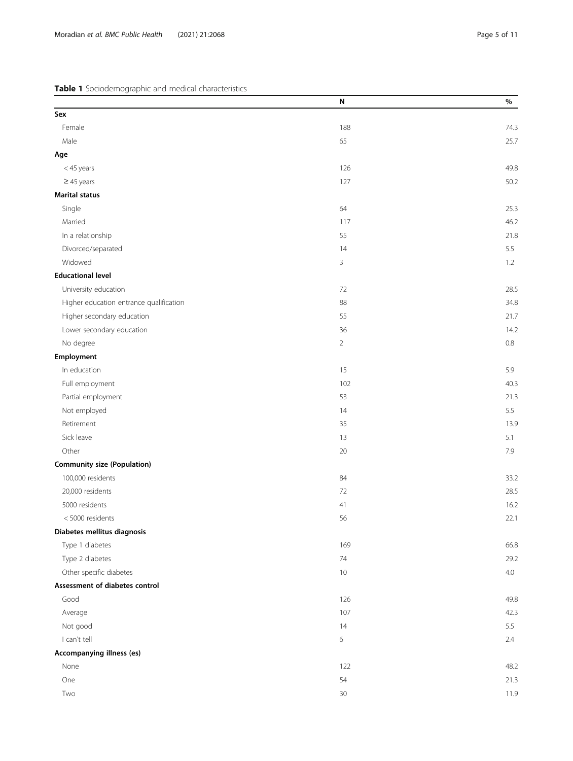**Table 1** Sociodemographic and medical characteristics

| | N | % |
|---|---|---|
| **Sex** | | |
| Female | 188 | 74.3 |
| Male | 65 | 25.7 |
| **Age** | | |
| < 45 years | 126 | 49.8 |
| ≥ 45 years | 127 | 50.2 |
| **Marital status** | | |
| Single | 64 | 25.3 |
| Married | 117 | 46.2 |
| In a relationship | 55 | 21.8 |
| Divorced/separated | 14 | 5.5 |
| Widowed | 3 | 1.2 |
| **Educational level** | | |
| University education | 72 | 28.5 |
| Higher education entrance qualification | 88 | 34.8 |
| Higher secondary education | 55 | 21.7 |
| Lower secondary education | 36 | 14.2 |
| No degree | 2 | 0.8 |
| **Employment** | | |
| In education | 15 | 5.9 |
| Full employment | 102 | 40.3 |
| Partial employment | 53 | 21.3 |
| Not employed | 14 | 5.5 |
| Retirement | 35 | 13.9 |
| Sick leave | 13 | 5.1 |
| Other | 20 | 7.9 |
| **Community size (Population)** | | |
| 100,000 residents | 84 | 33.2 |
| 20,000 residents | 72 | 28.5 |
| 5000 residents | 41 | 16.2 |
| < 5000 residents | 56 | 22.1 |
| **Diabetes mellitus diagnosis** | | |
| Type 1 diabetes | 169 | 66.8 |
| Type 2 diabetes | 74 | 29.2 |
| Other specific diabetes | 10 | 4.0 |
| **Assessment of diabetes control** | | |
| Good | 126 | 49.8 |
| Average | 107 | 42.3 |
| Not good | 14 | 5.5 |
| I can't tell | 6 | 2.4 |
| **Accompanying illness (es)** | | |
| None | 122 | 48.2 |
| One | 54 | 21.3 |
| Two | 30 | 11.9 |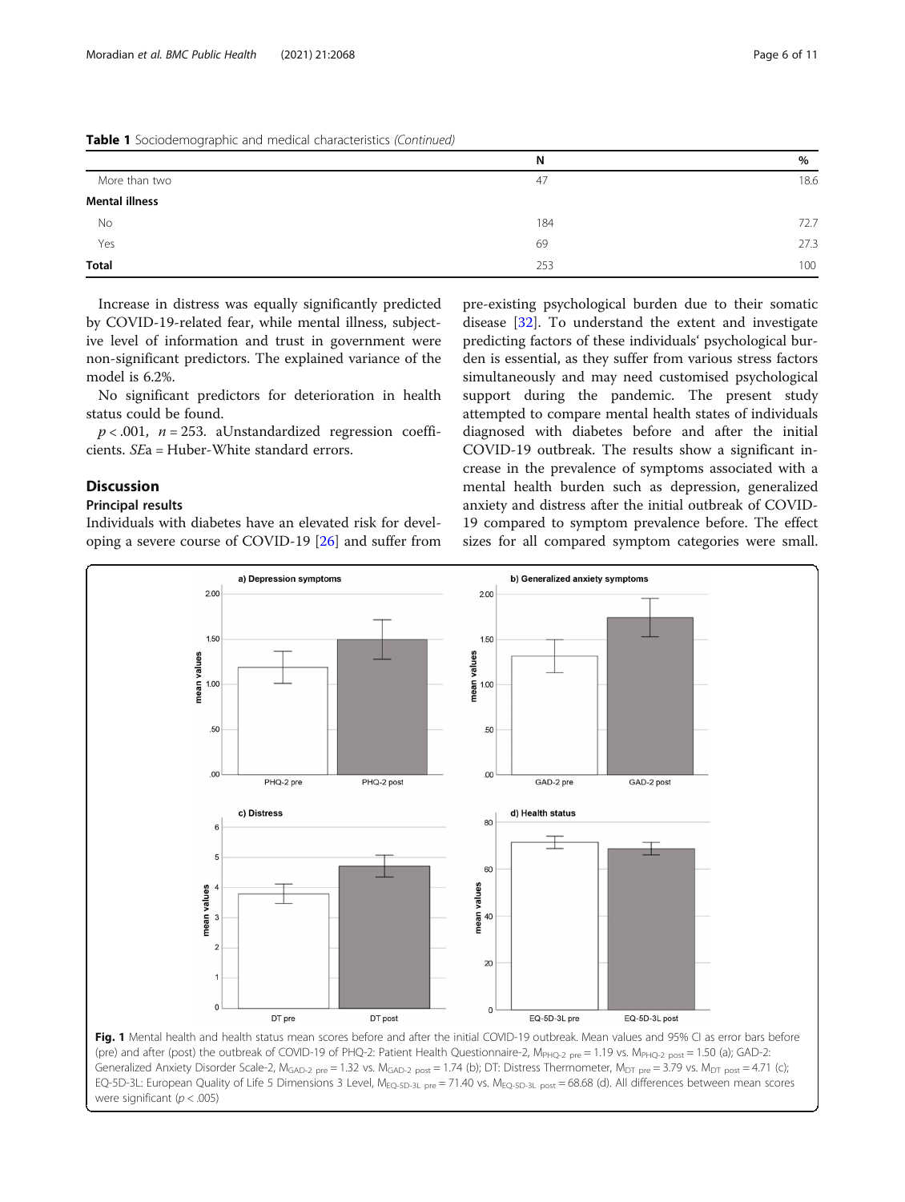**Table 1** Sociodemographic and medical characteristics *(Continued)*

| | N | % |
|---|---|---|
| More than two | 47 | 18.6 |
| **Mental illness** | | |
| No | 184 | 72.7 |
| Yes | 69 | 27.3 |
| **Total** | 253 | 100 |

Increase in distress was equally significantly predicted by COVID-19-related fear, while mental illness, subjective level of information and trust in government were non-significant predictors. The explained variance of the model is 6.2%.

No significant predictors for deterioration in health status could be found.

$p < .001$, $n = 253$. aUnstandardized regression coefficients. *SE*a = Huber-White standard errors.

## Discussion

### Principal results

Individuals with diabetes have an elevated risk for developing a severe course of COVID-19 [26] and suffer from pre-existing psychological burden due to their somatic disease [32]. To understand the extent and investigate predicting factors of these individuals' psychological burden is essential, as they suffer from various stress factors simultaneously and may need customised psychological support during the pandemic. The present study attempted to compare mental health states of individuals diagnosed with diabetes before and after the initial COVID-19 outbreak. The results show a significant increase in the prevalence of symptoms associated with a mental health burden such as depression, generalized anxiety and distress after the initial outbreak of COVID-19 compared to symptom prevalence before. The effect sizes for all compared symptom categories were small.

**Fig. 1** Mental health and health status mean scores before and after the initial COVID-19 outbreak. Mean values and 95% CI as error bars before (pre) and after (post) the outbreak of COVID-19 of PHQ-2: Patient Health Questionnaire-2, $M_{PHQ\text{-}2\ pre} = 1.19$ vs. $M_{PHQ\text{-}2\ post} = 1.50$ (a); GAD-2: Generalized Anxiety Disorder Scale-2, $M_{GAD\text{-}2\ pre} = 1.32$ vs. $M_{GAD\text{-}2\ post} = 1.74$ (b); DT: Distress Thermometer, $M_{DT\ pre} = 3.79$ vs. $M_{DT\ post} = 4.71$ (c); EQ-5D-3L: European Quality of Life 5 Dimensions 3 Level, $M_{EQ\text{-}5D\text{-}3L\ pre} = 71.40$ vs. $M_{EQ\text{-}5D\text{-}3L\ post} = 68.68$ (d). All differences between mean scores were significant ($p < .005$)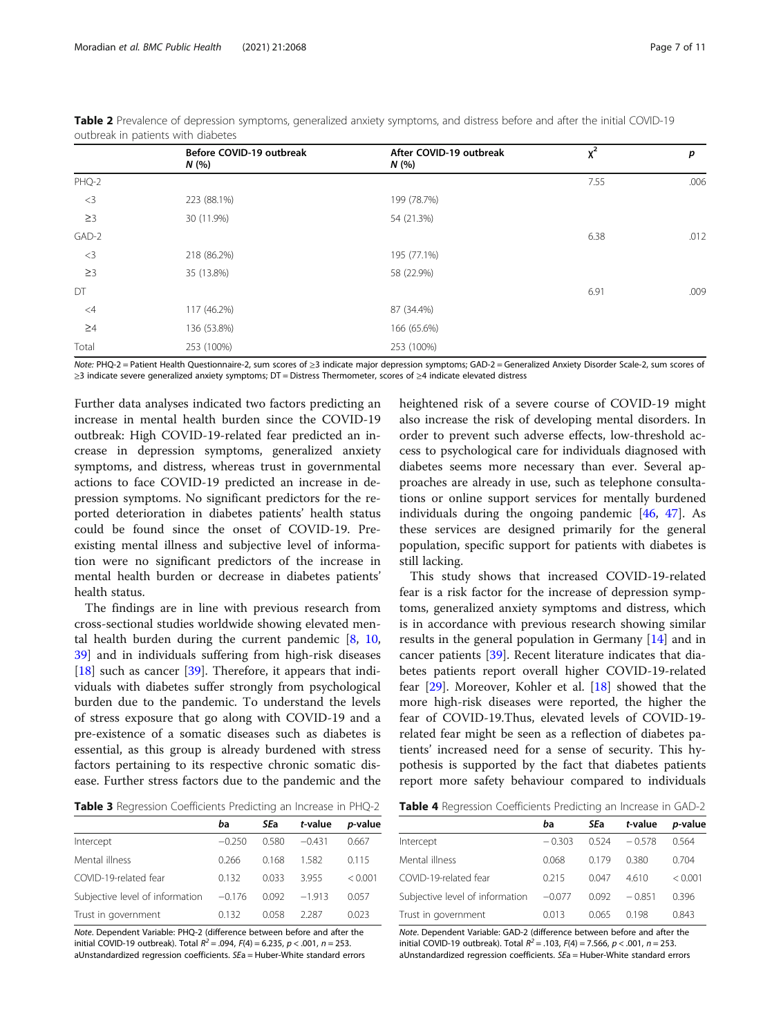**Table 2** Prevalence of depression symptoms, generalized anxiety symptoms, and distress before and after the initial COVID-19 outbreak in patients with diabetes

| | Before COVID-19 outbreak *N* (%) | After COVID-19 outbreak *N* (%) | $\chi^2$ | *p* |
|---|---|---|---|---|
| PHQ-2 | | | 7.55 | .006 |
| <3 | 223 (88.1%) | 199 (78.7%) | | |
| ≥3 | 30 (11.9%) | 54 (21.3%) | | |
| GAD-2 | | | 6.38 | .012 |
| <3 | 218 (86.2%) | 195 (77.1%) | | |
| ≥3 | 35 (13.8%) | 58 (22.9%) | | |
| DT | | | 6.91 | .009 |
| <4 | 117 (46.2%) | 87 (34.4%) | | |
| ≥4 | 136 (53.8%) | 166 (65.6%) | | |
| Total | 253 (100%) | 253 (100%) | | |

*Note:* PHQ-2 = Patient Health Questionnaire-2, sum scores of ≥3 indicate major depression symptoms; GAD-2 = Generalized Anxiety Disorder Scale-2, sum scores of ≥3 indicate severe generalized anxiety symptoms; DT = Distress Thermometer, scores of ≥4 indicate elevated distress

Further data analyses indicated two factors predicting an increase in mental health burden since the COVID-19 outbreak: High COVID-19-related fear predicted an increase in depression symptoms, generalized anxiety symptoms, and distress, whereas trust in governmental actions to face COVID-19 predicted an increase in depression symptoms. No significant predictors for the reported deterioration in diabetes patients' health status could be found since the onset of COVID-19. Preexisting mental illness and subjective level of information were no significant predictors of the increase in mental health burden or decrease in diabetes patients' health status.

The findings are in line with previous research from cross-sectional studies worldwide showing elevated mental health burden during the current pandemic [8, 10, 39] and in individuals suffering from high-risk diseases [18] such as cancer [39]. Therefore, it appears that individuals with diabetes suffer strongly from psychological burden due to the pandemic. To understand the levels of stress exposure that go along with COVID-19 and a pre-existence of a somatic diseases such as diabetes is essential, as this group is already burdened with stress factors pertaining to its respective chronic somatic disease. Further stress factors due to the pandemic and the heightened risk of a severe course of COVID-19 might also increase the risk of developing mental disorders. In order to prevent such adverse effects, low-threshold access to psychological care for individuals diagnosed with diabetes seems more necessary than ever. Several approaches are already in use, such as telephone consultations or online support services for mentally burdened individuals during the ongoing pandemic [46, 47]. As these services are designed primarily for the general population, specific support for patients with diabetes is still lacking.

This study shows that increased COVID-19-related fear is a risk factor for the increase of depression symptoms, generalized anxiety symptoms and distress, which is in accordance with previous research showing similar results in the general population in Germany [14] and in cancer patients [39]. Recent literature indicates that diabetes patients report overall higher COVID-19-related fear [29]. Moreover, Kohler et al. [18] showed that the more high-risk diseases were reported, the higher the fear of COVID-19.Thus, elevated levels of COVID-19-related fear might be seen as a reflection of diabetes patients' increased need for a sense of security. This hypothesis is supported by the fact that diabetes patients report more safety behaviour compared to individuals

**Table 3** Regression Coefficients Predicting an Increase in PHQ-2

| | *b*a | *SE*a | *t*-value | *p*-value |
|---|---|---|---|---|
| Intercept | −0.250 | 0.580 | −0.431 | 0.667 |
| Mental illness | 0.266 | 0.168 | 1.582 | 0.115 |
| COVID-19-related fear | 0.132 | 0.033 | 3.955 | < 0.001 |
| Subjective level of information | −0.176 | 0.092 | −1.913 | 0.057 |
| Trust in government | 0.132 | 0.058 | 2.287 | 0.023 |

*Note*. Dependent Variable: PHQ-2 (difference between before and after the initial COVID-19 outbreak). Total $R^2 = .094$, $F(4) = 6.235$, $p < .001$, $n = 253$.
aUnstandardized regression coefficients. *SE*a = Huber-White standard errors

**Table 4** Regression Coefficients Predicting an Increase in GAD-2

| | *b*a | *SE*a | *t*-value | *p*-value |
|---|---|---|---|---|
| Intercept | − 0.303 | 0.524 | − 0.578 | 0.564 |
| Mental illness | 0.068 | 0.179 | 0.380 | 0.704 |
| COVID-19-related fear | 0.215 | 0.047 | 4.610 | < 0.001 |
| Subjective level of information | −0.077 | 0.092 | − 0.851 | 0.396 |
| Trust in government | 0.013 | 0.065 | 0.198 | 0.843 |

*Note*. Dependent Variable: GAD-2 (difference between before and after the initial COVID-19 outbreak). Total $R^2 = .103$, $F(4) = 7.566$, $p < .001$, $n = 253$.
aUnstandardized regression coefficients. *SE*a = Huber-White standard errors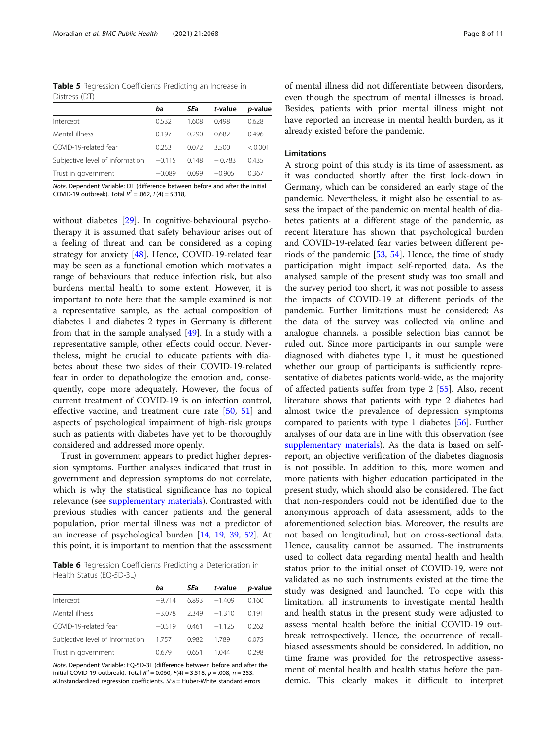**Table 5** Regression Coefficients Predicting an Increase in Distress (DT)

| | ba | SEa | t-value | p-value |
|---|---|---|---|---|
| Intercept | 0.532 | 1.608 | 0.498 | 0.628 |
| Mental illness | 0.197 | 0.290 | 0.682 | 0.496 |
| COVID-19-related fear | 0.253 | 0.072 | 3.500 | < 0.001 |
| Subjective level of information | −0.115 | 0.148 | − 0.783 | 0.435 |
| Trust in government | −0.089 | 0.099 | −0.905 | 0.367 |

*Note*. Dependent Variable: DT (difference between before and after the initial COVID-19 outbreak). Total $R^2 = .062$, $F(4) = 5.318$,

without diabetes [29]. In cognitive-behavioural psychotherapy it is assumed that safety behaviour arises out of a feeling of threat and can be considered as a coping strategy for anxiety [48]. Hence, COVID-19-related fear may be seen as a functional emotion which motivates a range of behaviours that reduce infection risk, but also burdens mental health to some extent. However, it is important to note here that the sample examined is not a representative sample, as the actual composition of diabetes 1 and diabetes 2 types in Germany is different from that in the sample analysed [49]. In a study with a representative sample, other effects could occur. Nevertheless, might be crucial to educate patients with diabetes about these two sides of their COVID-19-related fear in order to depathologize the emotion and, consequently, cope more adequately. However, the focus of current treatment of COVID-19 is on infection control, effective vaccine, and treatment cure rate [50, 51] and aspects of psychological impairment of high-risk groups such as patients with diabetes have yet to be thoroughly considered and addressed more openly.

Trust in government appears to predict higher depression symptoms. Further analyses indicated that trust in government and depression symptoms do not correlate, which is why the statistical significance has no topical relevance (see supplementary materials). Contrasted with previous studies with cancer patients and the general population, prior mental illness was not a predictor of an increase of psychological burden [14, 19, 39, 52]. At this point, it is important to mention that the assessment of mental illness did not differentiate between disorders, even though the spectrum of mental illnesses is broad. Besides, patients with prior mental illness might not have reported an increase in mental health burden, as it already existed before the pandemic.

**Table 6** Regression Coefficients Predicting a Deterioration in Health Status (EQ-5D-3L)

| | ba | SEa | t-value | p-value |
|---|---|---|---|---|
| Intercept | −9.714 | 6.893 | −1.409 | 0.160 |
| Mental illness | −3.078 | 2.349 | −1.310 | 0.191 |
| COVID-19-related fear | −0.519 | 0.461 | −1.125 | 0.262 |
| Subjective level of information | 1.757 | 0.982 | 1.789 | 0.075 |
| Trust in government | 0.679 | 0.651 | 1.044 | 0.298 |

*Note*. Dependent Variable: EQ-5D-3L (difference between before and after the initial COVID-19 outbreak). Total $R^2 = 0.060$, $F(4) = 3.518$, $p = .008$, $n = 253$.
aUnstandardized regression coefficients. SEa = Huber-White standard errors

### Limitations

A strong point of this study is its time of assessment, as it was conducted shortly after the first lock-down in Germany, which can be considered an early stage of the pandemic. Nevertheless, it might also be essential to assess the impact of the pandemic on mental health of diabetes patients at a different stage of the pandemic, as recent literature has shown that psychological burden and COVID-19-related fear varies between different periods of the pandemic [53, 54]. Hence, the time of study participation might impact self-reported data. As the analysed sample of the present study was too small and the survey period too short, it was not possible to assess the impacts of COVID-19 at different periods of the pandemic. Further limitations must be considered: As the data of the survey was collected via online and analogue channels, a possible selection bias cannot be ruled out. Since more participants in our sample were diagnosed with diabetes type 1, it must be questioned whether our group of participants is sufficiently representative of diabetes patients world-wide, as the majority of affected patients suffer from type 2 [55]. Also, recent literature shows that patients with type 2 diabetes had almost twice the prevalence of depression symptoms compared to patients with type 1 diabetes [56]. Further analyses of our data are in line with this observation (see supplementary materials). As the data is based on self-report, an objective verification of the diabetes diagnosis is not possible. In addition to this, more women and more patients with higher education participated in the present study, which should also be considered. The fact that non-responders could not be identified due to the anonymous approach of data assessment, adds to the aforementioned selection bias. Moreover, the results are not based on longitudinal, but on cross-sectional data. Hence, causality cannot be assumed. The instruments used to collect data regarding mental health and health status prior to the initial onset of COVID-19, were not validated as no such instruments existed at the time the study was designed and launched. To cope with this limitation, all instruments to investigate mental health and health status in the present study were adjusted to assess mental health before the initial COVID-19 outbreak retrospectively. Hence, the occurrence of recall-biased assessments should be considered. In addition, no time frame was provided for the retrospective assessment of mental health and health status before the pandemic. This clearly makes it difficult to interpret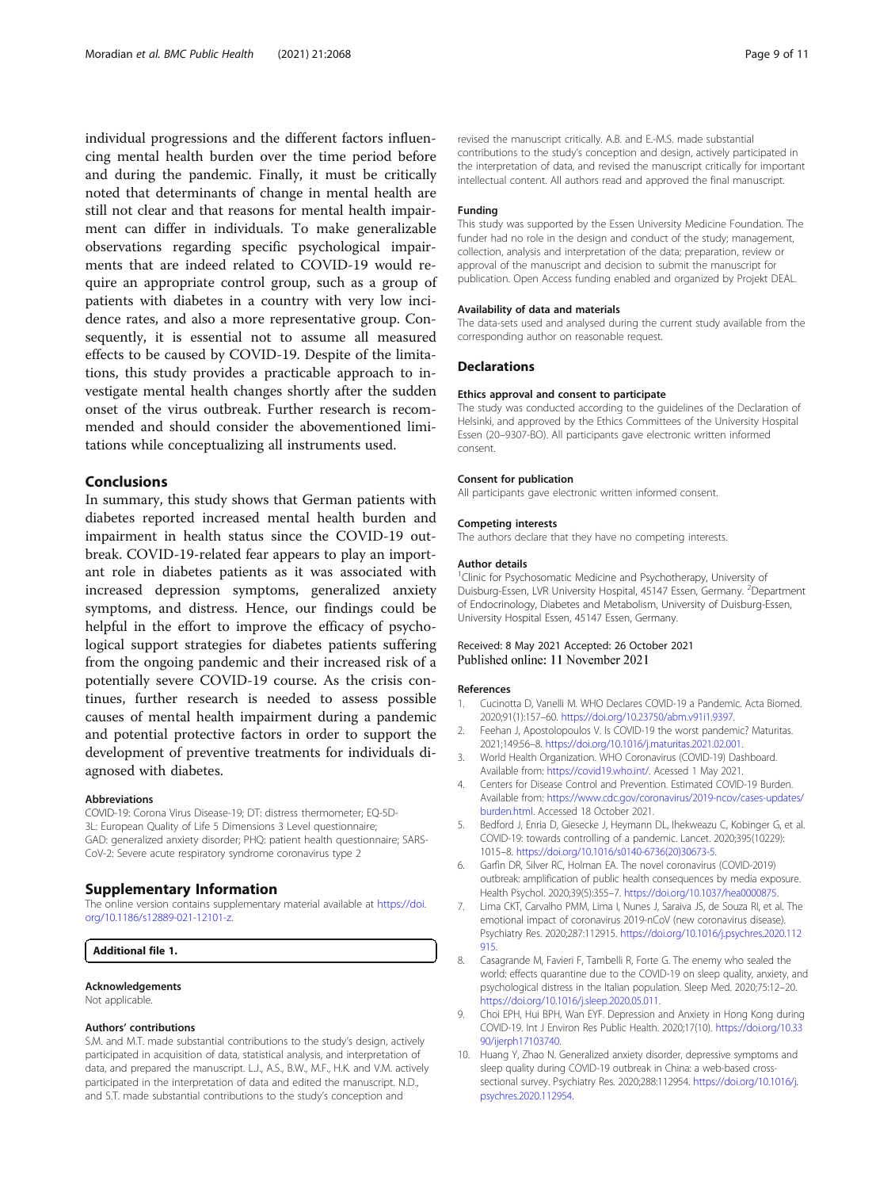individual progressions and the different factors influencing mental health burden over the time period before and during the pandemic. Finally, it must be critically noted that determinants of change in mental health are still not clear and that reasons for mental health impairment can differ in individuals. To make generalizable observations regarding specific psychological impairments that are indeed related to COVID-19 would require an appropriate control group, such as a group of patients with diabetes in a country with very low incidence rates, and also a more representative group. Consequently, it is essential not to assume all measured effects to be caused by COVID-19. Despite of the limitations, this study provides a practicable approach to investigate mental health changes shortly after the sudden onset of the virus outbreak. Further research is recommended and should consider the abovementioned limitations while conceptualizing all instruments used.

## Conclusions

In summary, this study shows that German patients with diabetes reported increased mental health burden and impairment in health status since the COVID-19 outbreak. COVID-19-related fear appears to play an important role in diabetes patients as it was associated with increased depression symptoms, generalized anxiety symptoms, and distress. Hence, our findings could be helpful in the effort to improve the efficacy of psychological support strategies for diabetes patients suffering from the ongoing pandemic and their increased risk of a potentially severe COVID-19 course. As the crisis continues, further research is needed to assess possible causes of mental health impairment during a pandemic and potential protective factors in order to support the development of preventive treatments for individuals diagnosed with diabetes.

#### Abbreviations

COVID-19: Corona Virus Disease-19; DT: distress thermometer; EQ-5D-3L: European Quality of Life 5 Dimensions 3 Level questionnaire; GAD: generalized anxiety disorder; PHQ: patient health questionnaire; SARS-CoV-2: Severe acute respiratory syndrome coronavirus type 2

## Supplementary Information

The online version contains supplementary material available at https://doi.org/10.1186/s12889-021-12101-z.

**Additional file 1.**

#### Acknowledgements

Not applicable.

#### Authors' contributions

S.M. and M.T. made substantial contributions to the study's design, actively participated in acquisition of data, statistical analysis, and interpretation of data, and prepared the manuscript. L.J., A.S., B.W., M.F., H.K. and V.M. actively participated in the interpretation of data and edited the manuscript. N.D., and S.T. made substantial contributions to the study's conception and revised the manuscript critically. A.B. and E.-M.S. made substantial contributions to the study's conception and design, actively participated in the interpretation of data, and revised the manuscript critically for important intellectual content. All authors read and approved the final manuscript.

#### Funding

This study was supported by the Essen University Medicine Foundation. The funder had no role in the design and conduct of the study; management, collection, analysis and interpretation of the data; preparation, review or approval of the manuscript and decision to submit the manuscript for publication. Open Access funding enabled and organized by Projekt DEAL.

#### Availability of data and materials

The data-sets used and analysed during the current study available from the corresponding author on reasonable request.

## Declarations

#### Ethics approval and consent to participate

The study was conducted according to the guidelines of the Declaration of Helsinki, and approved by the Ethics Committees of the University Hospital Essen (20–9307-BO). All participants gave electronic written informed consent.

#### Consent for publication

All participants gave electronic written informed consent.

#### Competing interests

The authors declare that they have no competing interests.

#### Author details

[1]Clinic for Psychosomatic Medicine and Psychotherapy, University of Duisburg-Essen, LVR University Hospital, 45147 Essen, Germany. [2]Department of Endocrinology, Diabetes and Metabolism, University of Duisburg-Essen, University Hospital Essen, 45147 Essen, Germany.

Received: 8 May 2021 Accepted: 26 October 2021
Published online: 11 November 2021

#### References

1. Cucinotta D, Vanelli M. WHO Declares COVID-19 a Pandemic. Acta Biomed. 2020;91(1):157–60. https://doi.org/10.23750/abm.v91i1.9397.
2. Feehan J, Apostolopoulos V. Is COVID-19 the worst pandemic? Maturitas. 2021;149:56–8. https://doi.org/10.1016/j.maturitas.2021.02.001.
3. World Health Organization. WHO Coronavirus (COVID-19) Dashboard. Available from: https://covid19.who.int/. Acessed 1 May 2021.
4. Centers for Disease Control and Prevention. Estimated COVID-19 Burden. Available from: https://www.cdc.gov/coronavirus/2019-ncov/cases-updates/burden.html. Accessed 18 October 2021.
5. Bedford J, Enria D, Giesecke J, Heymann DL, Ihekweazu C, Kobinger G, et al. COVID-19: towards controlling of a pandemic. Lancet. 2020;395(10229):1015–8. https://doi.org/10.1016/s0140-6736(20)30673-5.
6. Garfin DR, Silver RC, Holman EA. The novel coronavirus (COVID-2019) outbreak: amplification of public health consequences by media exposure. Health Psychol. 2020;39(5):355–7. https://doi.org/10.1037/hea0000875.
7. Lima CKT, Carvalho PMM, Lima I, Nunes J, Saraiva JS, de Souza RI, et al. The emotional impact of coronavirus 2019-nCoV (new coronavirus disease). Psychiatry Res. 2020;287:112915. https://doi.org/10.1016/j.psychres.2020.112915.
8. Casagrande M, Favieri F, Tambelli R, Forte G. The enemy who sealed the world: effects quarantine due to the COVID-19 on sleep quality, anxiety, and psychological distress in the Italian population. Sleep Med. 2020;75:12–20. https://doi.org/10.1016/j.sleep.2020.05.011.
9. Choi EPH, Hui BPH, Wan EYF. Depression and Anxiety in Hong Kong during COVID-19. Int J Environ Res Public Health. 2020;17(10). https://doi.org/10.3390/ijerph17103740.
10. Huang Y, Zhao N. Generalized anxiety disorder, depressive symptoms and sleep quality during COVID-19 outbreak in China: a web-based cross-sectional survey. Psychiatry Res. 2020;288:112954. https://doi.org/10.1016/j.psychres.2020.112954.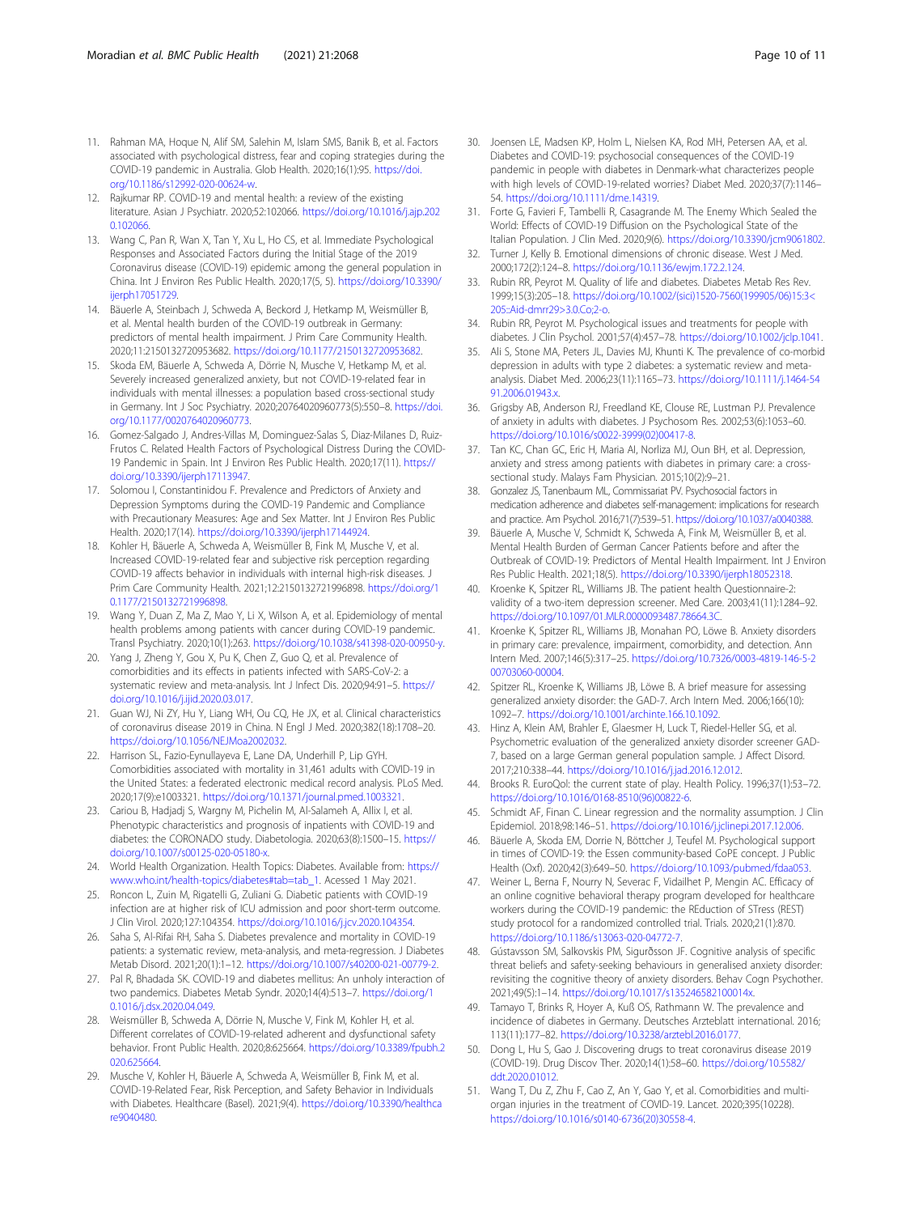11. Rahman MA, Hoque N, Alif SM, Salehin M, Islam SMS, Banik B, et al. Factors associated with psychological distress, fear and coping strategies during the COVID-19 pandemic in Australia. Glob Health. 2020;16(1):95. https://doi.org/10.1186/s12992-020-00624-w.
12. Rajkumar RP. COVID-19 and mental health: a review of the existing literature. Asian J Psychiatr. 2020;52:102066. https://doi.org/10.1016/j.ajp.2020.102066.
13. Wang C, Pan R, Wan X, Tan Y, Xu L, Ho CS, et al. Immediate Psychological Responses and Associated Factors during the Initial Stage of the 2019 Coronavirus disease (COVID-19) epidemic among the general population in China. Int J Environ Res Public Health. 2020;17(5, 5). https://doi.org/10.3390/ijerph17051729.
14. Bäuerle A, Steinbach J, Schweda A, Beckord J, Hetkamp M, Weismüller B, et al. Mental health burden of the COVID-19 outbreak in Germany: predictors of mental health impairment. J Prim Care Community Health. 2020;11:2150132720953682. https://doi.org/10.1177/2150132720953682.
15. Skoda EM, Bäuerle A, Schweda A, Dörrie N, Musche V, Hetkamp M, et al. Severely increased generalized anxiety, but not COVID-19-related fear in individuals with mental illnesses: a population based cross-sectional study in Germany. Int J Soc Psychiatry. 2020;20764020960773(5):550–8. https://doi.org/10.1177/0020764020960773.
16. Gomez-Salgado J, Andres-Villas M, Dominguez-Salas S, Diaz-Milanes D, Ruiz-Frutos C. Related Health Factors of Psychological Distress During the COVID-19 Pandemic in Spain. Int J Environ Res Public Health. 2020;17(11). https://doi.org/10.3390/ijerph17113947.
17. Solomou I, Constantinidou F. Prevalence and Predictors of Anxiety and Depression Symptoms during the COVID-19 Pandemic and Compliance with Precautionary Measures: Age and Sex Matter. Int J Environ Res Public Health. 2020;17(14). https://doi.org/10.3390/ijerph17144924.
18. Kohler H, Bäuerle A, Schweda A, Weismüller B, Fink M, Musche V, et al. Increased COVID-19-related fear and subjective risk perception regarding COVID-19 affects behavior in individuals with internal high-risk diseases. J Prim Care Community Health. 2021;12:2150132721996898. https://doi.org/10.1177/2150132721996898.
19. Wang Y, Duan Z, Ma Z, Mao Y, Li X, Wilson A, et al. Epidemiology of mental health problems among patients with cancer during COVID-19 pandemic. Transl Psychiatry. 2020;10(1):263. https://doi.org/10.1038/s41398-020-00950-y.
20. Yang J, Zheng Y, Gou X, Pu K, Chen Z, Guo Q, et al. Prevalence of comorbidities and its effects in patients infected with SARS-CoV-2: a systematic review and meta-analysis. Int J Infect Dis. 2020;94:91–5. https://doi.org/10.1016/j.ijid.2020.03.017.
21. Guan WJ, Ni ZY, Hu Y, Liang WH, Ou CQ, He JX, et al. Clinical characteristics of coronavirus disease 2019 in China. N Engl J Med. 2020;382(18):1708–20. https://doi.org/10.1056/NEJMoa2002032.
22. Harrison SL, Fazio-Eynullayeva E, Lane DA, Underhill P, Lip GYH. Comorbidities associated with mortality in 31,461 adults with COVID-19 in the United States: a federated electronic medical record analysis. PLoS Med. 2020;17(9):e1003321. https://doi.org/10.1371/journal.pmed.1003321.
23. Cariou B, Hadjadj S, Wargny M, Pichelin M, Al-Salameh A, Allix I, et al. Phenotypic characteristics and prognosis of inpatients with COVID-19 and diabetes: the CORONADO study. Diabetologia. 2020;63(8):1500–15. https://doi.org/10.1007/s00125-020-05180-x.
24. World Health Organization. Health Topics: Diabetes. Available from: https://www.who.int/health-topics/diabetes#tab=tab_1. Accessed 1 May 2021.
25. Roncon L, Zuin M, Rigatelli G, Zuliani G. Diabetic patients with COVID-19 infection are at higher risk of ICU admission and poor short-term outcome. J Clin Virol. 2020;127:104354. https://doi.org/10.1016/j.jcv.2020.104354.
26. Saha S, Al-Rifai RH, Saha S. Diabetes prevalence and mortality in COVID-19 patients: a systematic review, meta-analysis, and meta-regression. J Diabetes Metab Disord. 2021;20(1):1–12. https://doi.org/10.1007/s40200-021-00779-2.
27. Pal R, Bhadada SK. COVID-19 and diabetes mellitus: An unholy interaction of two pandemics. Diabetes Metab Syndr. 2020;14(4):513–7. https://doi.org/10.1016/j.dsx.2020.04.049.
28. Weismüller B, Schweda A, Dörrie N, Musche V, Fink M, Kohler H, et al. Different correlates of COVID-19-related adherent and dysfunctional safety behavior. Front Public Health. 2020;8:625664. https://doi.org/10.3389/fpubh.2020.625664.
29. Musche V, Kohler H, Bäuerle A, Schweda A, Weismüller B, Fink M, et al. COVID-19-Related Fear, Risk Perception, and Safety Behavior in Individuals with Diabetes. Healthcare (Basel). 2021;9(4). https://doi.org/10.3390/healthcare9040480.
30. Joensen LE, Madsen KP, Holm L, Nielsen KA, Rod MH, Petersen AA, et al. Diabetes and COVID-19: psychosocial consequences of the COVID-19 pandemic in people with diabetes in Denmark-what characterizes people with high levels of COVID-19-related worries? Diabet Med. 2020;37(7):1146–54. https://doi.org/10.1111/dme.14319.
31. Forte G, Favieri F, Tambelli R, Casagrande M. The Enemy Which Sealed the World: Effects of COVID-19 Diffusion on the Psychological State of the Italian Population. J Clin Med. 2020;9(6). https://doi.org/10.3390/jcm9061802.
32. Turner J, Kelly B. Emotional dimensions of chronic disease. West J Med. 2000;172(2):124–8. https://doi.org/10.1136/ewjm.172.2.124.
33. Rubin RR, Peyrot M. Quality of life and diabetes. Diabetes Metab Res Rev. 1999;15(3):205–18. https://doi.org/10.1002/(sici)1520-7560(199905/06)15:3<205::Aid-dmrr29>3.0.Co;2-o.
34. Rubin RR, Peyrot M. Psychological issues and treatments for people with diabetes. J Clin Psychol. 2001;57(4):457–78. https://doi.org/10.1002/jclp.1041.
35. Ali S, Stone MA, Peters JL, Davies MJ, Khunti K. The prevalence of co-morbid depression in adults with type 2 diabetes: a systematic review and meta-analysis. Diabet Med. 2006;23(11):1165–73. https://doi.org/10.1111/j.1464-5491.2006.01943.x.
36. Grigsby AB, Anderson RJ, Freedland KE, Clouse RE, Lustman PJ. Prevalence of anxiety in adults with diabetes. J Psychosom Res. 2002;53(6):1053–60. https://doi.org/10.1016/s0022-3999(02)00417-8.
37. Tan KC, Chan GC, Eric H, Maria AI, Norliza MJ, Oun BH, et al. Depression, anxiety and stress among patients with diabetes in primary care: a cross-sectional study. Malays Fam Physician. 2015;10(2):9–21.
38. Gonzalez JS, Tanenbaum ML, Commissariat PV. Psychosocial factors in medication adherence and diabetes self-management: implications for research and practice. Am Psychol. 2016;71(7):539–51. https://doi.org/10.1037/a0040388.
39. Bäuerle A, Musche V, Schmidt K, Schweda A, Fink M, Weismüller B, et al. Mental Health Burden of German Cancer Patients before and after the Outbreak of COVID-19: Predictors of Mental Health Impairment. Int J Environ Res Public Health. 2021;18(5). https://doi.org/10.3390/ijerph18052318.
40. Kroenke K, Spitzer RL, Williams JB. The patient health Questionnaire-2: validity of a two-item depression screener. Med Care. 2003;41(11):1284–92. https://doi.org/10.1097/01.MLR.0000093487.78664.3C.
41. Kroenke K, Spitzer RL, Williams JB, Monahan PO, Löwe B. Anxiety disorders in primary care: prevalence, impairment, comorbidity, and detection. Ann Intern Med. 2007;146(5):317–25. https://doi.org/10.7326/0003-4819-146-5-200703060-00004.
42. Spitzer RL, Kroenke K, Williams JB, Löwe B. A brief measure for assessing generalized anxiety disorder: the GAD-7. Arch Intern Med. 2006;166(10):1092–7. https://doi.org/10.1001/archinte.166.10.1092.
43. Hinz A, Klein AM, Brahler E, Glaesmer H, Luck T, Riedel-Heller SG, et al. Psychometric evaluation of the generalized anxiety disorder screener GAD-7, based on a large German general population sample. J Affect Disord. 2017;210:338–44. https://doi.org/10.1016/j.jad.2016.12.012.
44. Brooks R. EuroQol: the current state of play. Health Policy. 1996;37(1):53–72. https://doi.org/10.1016/0168-8510(96)00822-6.
45. Schmidt AF, Finan C. Linear regression and the normality assumption. J Clin Epidemiol. 2018;98:146–51. https://doi.org/10.1016/j.jclinepi.2017.12.006.
46. Bäuerle A, Skoda EM, Dorrie N, Böttcher J, Teufel M. Psychological support in times of COVID-19: the Essen community-based CoPE concept. J Public Health (Oxf). 2020;42(3):649–50. https://doi.org/10.1093/pubmed/fdaa053.
47. Weiner L, Berna F, Nourry N, Severac F, Vidailhet P, Mengin AC. Efficacy of an online cognitive behavioral therapy program developed for healthcare workers during the COVID-19 pandemic: the REduction of STress (REST) study protocol for a randomized controlled trial. Trials. 2020;21(1):870. https://doi.org/10.1186/s13063-020-04772-7.
48. Gústavsson SM, Salkovskis PM, Sigurðsson JF. Cognitive analysis of specific threat beliefs and safety-seeking behaviours in generalised anxiety disorder: revisiting the cognitive theory of anxiety disorders. Behav Cogn Psychother. 2021;49(5):1–14. https://doi.org/10.1017/s135246582100014x.
49. Tamayo T, Brinks R, Hoyer A, Kuß OS, Rathmann W. The prevalence and incidence of diabetes in Germany. Deutsches Arzteblatt international. 2016;113(11):177–82. https://doi.org/10.3238/arztebl.2016.0177.
50. Dong L, Hu S, Gao J. Discovering drugs to treat coronavirus disease 2019 (COVID-19). Drug Discov Ther. 2020;14(1):58–60. https://doi.org/10.5582/ddt.2020.01012.
51. Wang T, Du Z, Zhu F, Cao Z, An Y, Gao Y, et al. Comorbidities and multi-organ injuries in the treatment of COVID-19. Lancet. 2020;395(10228). https://doi.org/10.1016/s0140-6736(20)30558-4.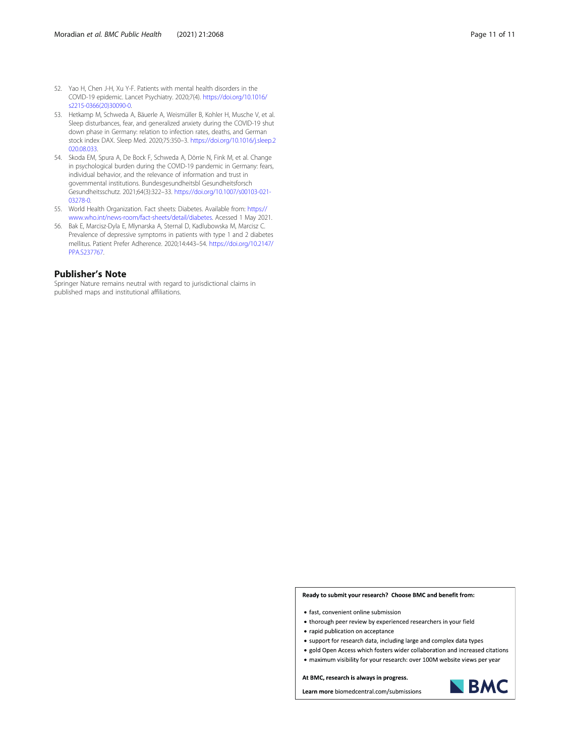52. Yao H, Chen J-H, Xu Y-F. Patients with mental health disorders in the COVID-19 epidemic. Lancet Psychiatry. 2020;7(4). https://doi.org/10.1016/s2215-0366(20)30090-0.
53. Hetkamp M, Schweda A, Bäuerle A, Weismüller B, Kohler H, Musche V, et al. Sleep disturbances, fear, and generalized anxiety during the COVID-19 shut down phase in Germany: relation to infection rates, deaths, and German stock index DAX. Sleep Med. 2020;75:350–3. https://doi.org/10.1016/j.sleep.2020.08.033.
54. Skoda EM, Spura A, De Bock F, Schweda A, Dörrie N, Fink M, et al. Change in psychological burden during the COVID-19 pandemic in Germany: fears, individual behavior, and the relevance of information and trust in governmental institutions. Bundesgesundheitsbl Gesundheitsforsch Gesundheitsschutz. 2021;64(3):322–33. https://doi.org/10.1007/s00103-021-03278-0.
55. World Health Organization. Fact sheets: Diabetes. Available from: https://www.who.int/news-room/fact-sheets/detail/diabetes. Acessed 1 May 2021.
56. Bak E, Marcisz-Dyla E, Mlynarska A, Sternal D, Kadlubowska M, Marcisz C. Prevalence of depressive symptoms in patients with type 1 and 2 diabetes mellitus. Patient Prefer Adherence. 2020;14:443–54. https://doi.org/10.2147/PPA.S237767.

## Publisher's Note

Springer Nature remains neutral with regard to jurisdictional claims in published maps and institutional affiliations.

**Ready to submit your research? Choose BMC and benefit from:**

- fast, convenient online submission
- thorough peer review by experienced researchers in your field
- rapid publication on acceptance
- support for research data, including large and complex data types
- gold Open Access which fosters wider collaboration and increased citations
- maximum visibility for your research: over 100M website views per year

**At BMC, research is always in progress.**

**Learn more** biomedcentral.com/submissions

BMC